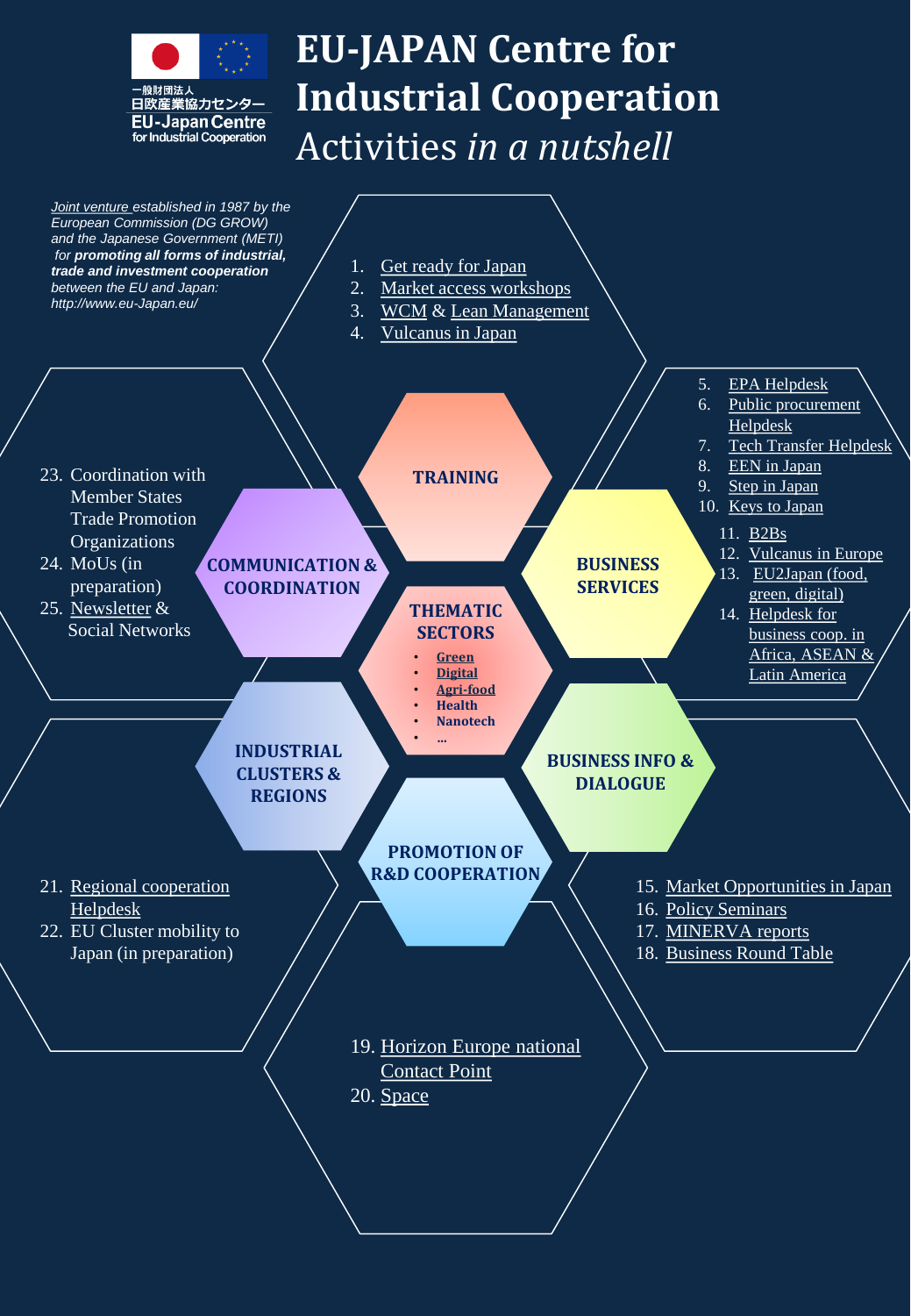一般財団法人
日欧産業協力センター
EU-Japan Centre
for Industrial Cooperation

# EU-JAPAN Centre for Industrial Cooperation

## Activities *in a nutshell*

*Joint venture established in 1987 by the European Commission (DG GROW) and the Japanese Government (METI) for* ***promoting all forms of industrial, trade and investment cooperation*** *between the EU and Japan: http://www.eu-Japan.eu/*

### TRAINING

1. Get ready for Japan
2. Market access workshops
3. WCM & Lean Management
4. Vulcanus in Japan

### BUSINESS SERVICES

5. EPA Helpdesk
6. Public procurement Helpdesk
7. Tech Transfer Helpdesk
8. EEN in Japan
9. Step in Japan
10. Keys to Japan
11. B2Bs
12. Vulcanus in Europe
13. EU2Japan (food, green, digital)
14. Helpdesk for business coop. in Africa, ASEAN & Latin America

### BUSINESS INFO & DIALOGUE

15. Market Opportunities in Japan
16. Policy Seminars
17. MINERVA reports
18. Business Round Table

### PROMOTION OF R&D COOPERATION

19. Horizon Europe national Contact Point
20. Space

### INDUSTRIAL CLUSTERS & REGIONS

21. Regional cooperation Helpdesk
22. EU Cluster mobility to Japan (in preparation)

### COMMUNICATION & COORDINATION

23. Coordination with Member States Trade Promotion Organizations
24. MoUs (in preparation)
25. Newsletter & Social Networks

### THEMATIC SECTORS

- Green
- Digital
- Agri-food
- Health
- Nanotech
- ...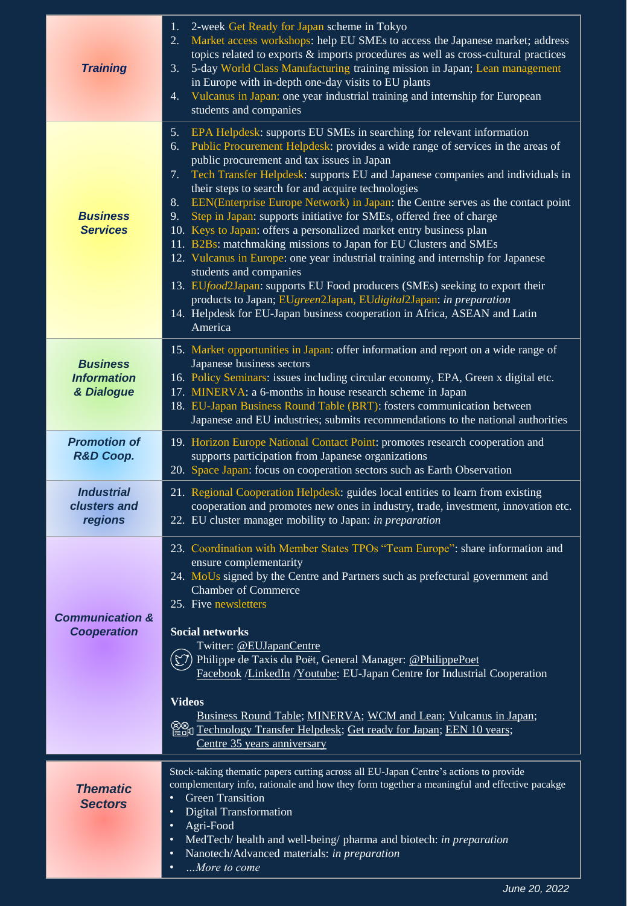| | |
|---|---|
| ***Training*** | 1. 2-week Get Ready for Japan scheme in Tokyo<br>2. Market access workshops: help EU SMEs to access the Japanese market; address topics related to exports & imports procedures as well as cross-cultural practices<br>3. 5-day World Class Manufacturing training mission in Japan; Lean management in Europe with in-depth one-day visits to EU plants<br>4. Vulcanus in Japan: one year industrial training and internship for European students and companies |
| ***Business Services*** | 5. EPA Helpdesk: supports EU SMEs in searching for relevant information<br>6. Public Procurement Helpdesk: provides a wide range of services in the areas of public procurement and tax issues in Japan<br>7. Tech Transfer Helpdesk: supports EU and Japanese companies and individuals in their steps to search for and acquire technologies<br>8. EEN(Enterprise Europe Network) in Japan: the Centre serves as the contact point<br>9. Step in Japan: supports initiative for SMEs, offered free of charge<br>10. Keys to Japan: offers a personalized market entry business plan<br>11. B2Bs: matchmaking missions to Japan for EU Clusters and SMEs<br>12. Vulcanus in Europe: one year industrial training and internship for Japanese students and companies<br>13. EU*food*2Japan: supports EU Food producers (SMEs) seeking to export their products to Japan; EU*green*2Japan, EU*digital*2Japan: *in preparation*<br>14. Helpdesk for EU-Japan business cooperation in Africa, ASEAN and Latin America |
| ***Business Information & Dialogue*** | 15. Market opportunities in Japan: offer information and report on a wide range of Japanese business sectors<br>16. Policy Seminars: issues including circular economy, EPA, Green x digital etc.<br>17. MINERVA: a 6-months in house research scheme in Japan<br>18. EU-Japan Business Round Table (BRT): fosters communication between Japanese and EU industries; submits recommendations to the national authorities |
| ***Promotion of R&D Coop.*** | 19. Horizon Europe National Contact Point: promotes research cooperation and supports participation from Japanese organizations<br>20. Space Japan: focus on cooperation sectors such as Earth Observation |
| ***Industrial clusters and regions*** | 21. Regional Cooperation Helpdesk: guides local entities to learn from existing cooperation and promotes new ones in industry, trade, investment, innovation etc.<br>22. EU cluster manager mobility to Japan: *in preparation* |
| ***Communication & Cooperation*** | 23. Coordination with Member States TPOs "Team Europe": share information and ensure complementarity<br>24. MoUs signed by the Centre and Partners such as prefectural government and Chamber of Commerce<br>25. Five newsletters<br><br>**Social networks**<br>Twitter: @EUJapanCentre<br>Philippe de Taxis du Poët, General Manager: @PhilippePoet<br>Facebook /LinkedIn /Youtube: EU-Japan Centre for Industrial Cooperation<br><br>**Videos**<br>Business Round Table; MINERVA; WCM and Lean; Vulcanus in Japan; Technology Transfer Helpdesk; Get ready for Japan; EEN 10 years; Centre 35 years anniversary |

| | |
|---|---|
| ***Thematic Sectors*** | Stock-taking thematic papers cutting across all EU-Japan Centre's actions to provide complementary info, rationale and how they form together a meaningful and effective pacakge<br>• Green Transition<br>• Digital Transformation<br>• Agri-Food<br>• MedTech/ health and well-being/ pharma and biotech: *in preparation*<br>• Nanotech/Advanced materials: *in preparation*<br>• *...More to come* |

*June 20, 2022*